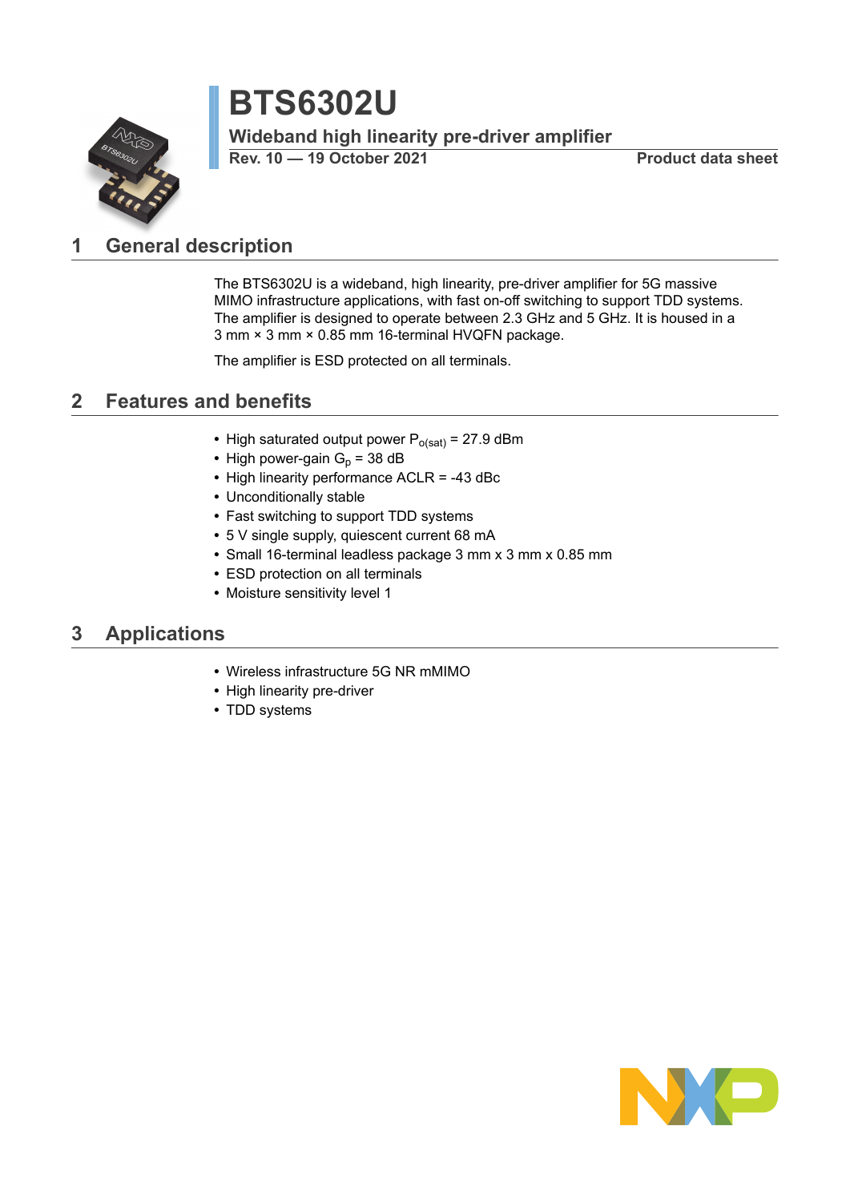# BTS6302U

**Wideband high linearity pre-driver amplifier**

**Rev. 10 — 19 October 2021** **Product data sheet**

## 1 General description

The BTS6302U is a wideband, high linearity, pre-driver amplifier for 5G massive MIMO infrastructure applications, with fast on-off switching to support TDD systems. The amplifier is designed to operate between 2.3 GHz and 5 GHz. It is housed in a 3 mm × 3 mm × 0.85 mm 16-terminal HVQFN package.

The amplifier is ESD protected on all terminals.

## 2 Features and benefits

- High saturated output power $P_{o(sat)}$ = 27.9 dBm
- High power-gain $G_p$ = 38 dB
- High linearity performance ACLR = -43 dBc
- Unconditionally stable
- Fast switching to support TDD systems
- 5 V single supply, quiescent current 68 mA
- Small 16-terminal leadless package 3 mm x 3 mm x 0.85 mm
- ESD protection on all terminals
- Moisture sensitivity level 1

## 3 Applications

- Wireless infrastructure 5G NR mMIMO
- High linearity pre-driver
- TDD systems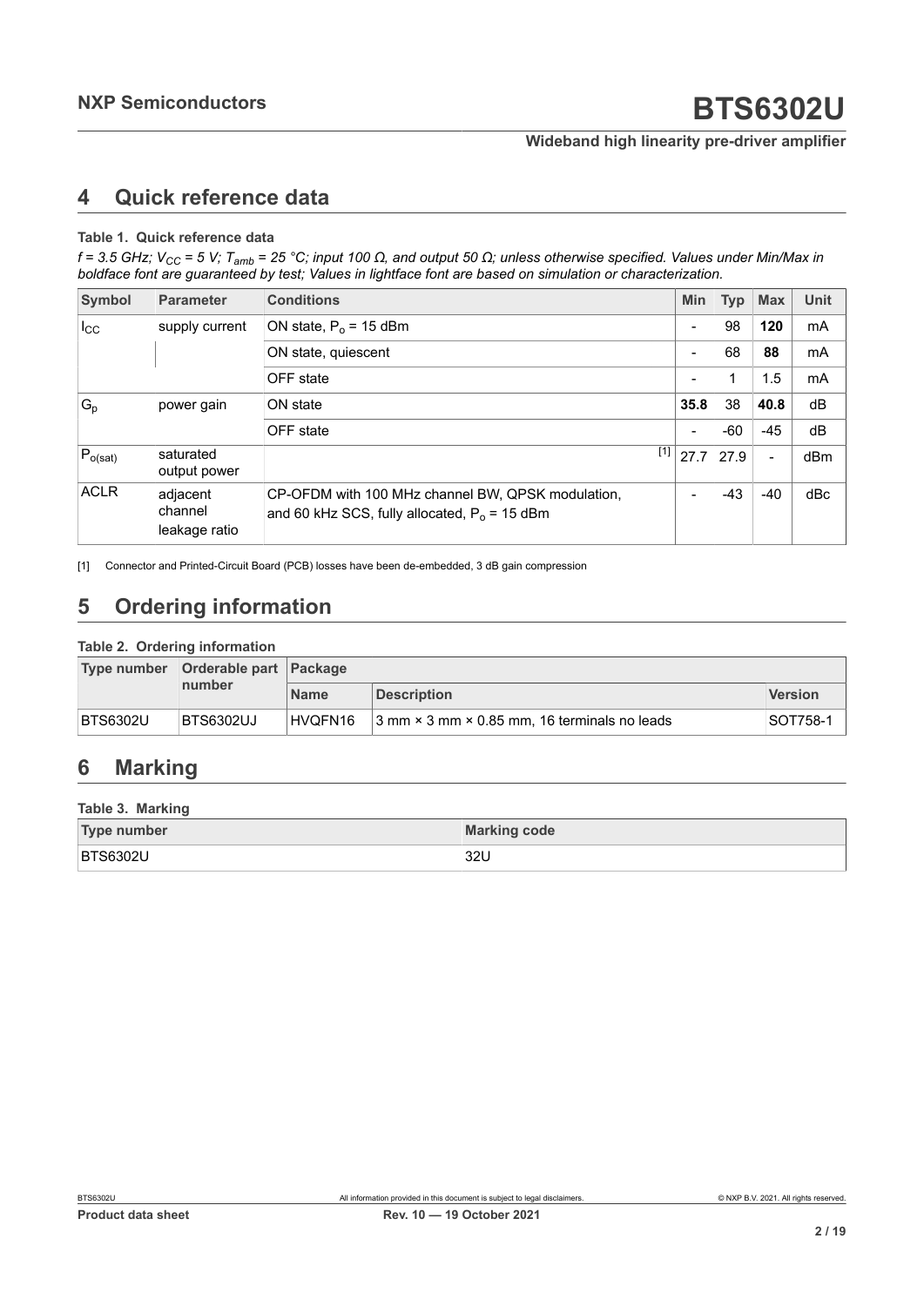## 4 Quick reference data

**Table 1. Quick reference data**

*f = 3.5 GHz; $V_{CC}$ = 5 V; $T_{amb}$ = 25 °C; input 100 Ω, and output 50 Ω; unless otherwise specified. Values under Min/Max in boldface font are guaranteed by test; Values in lightface font are based on simulation or characterization.*

| Symbol | Parameter | Conditions | Min | Typ | Max | Unit |
|---|---|---|---|---|---|---|
| $I_{CC}$ | supply current | ON state, $P_o$ = 15 dBm | - | 98 | **120** | mA |
| | | ON state, quiescent | - | 68 | **88** | mA |
| | | OFF state | - | 1 | 1.5 | mA |
| $G_p$ | power gain | ON state | **35.8** | 38 | **40.8** | dB |
| | | OFF state | - | -60 | -45 | dB |
| $P_{o(sat)}$ | saturated output power | [1] | 27.7 | 27.9 | - | dBm |
| ACLR | adjacent channel leakage ratio | CP-OFDM with 100 MHz channel BW, QPSK modulation, and 60 kHz SCS, fully allocated, $P_o$ = 15 dBm | - | -43 | -40 | dBc |

[1] Connector and Printed-Circuit Board (PCB) losses have been de-embedded, 3 dB gain compression

## 5 Ordering information

**Table 2. Ordering information**

| Type number | Orderable part number | Package | | |
|---|---|---|---|---|
| | | Name | Description | Version |
| BTS6302U | BTS6302UJ | HVQFN16 | 3 mm × 3 mm × 0.85 mm, 16 terminals no leads | SOT758-1 |

## 6 Marking

**Table 3. Marking**

| Type number | Marking code |
|---|---|
| BTS6302U | 32U |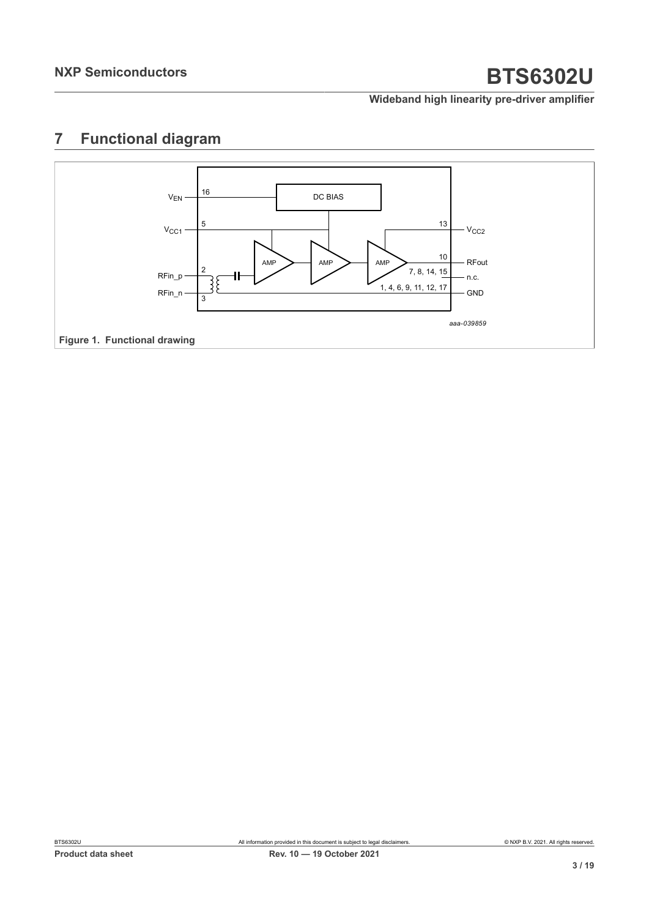## 7 Functional diagram

Figure 1. Functional drawing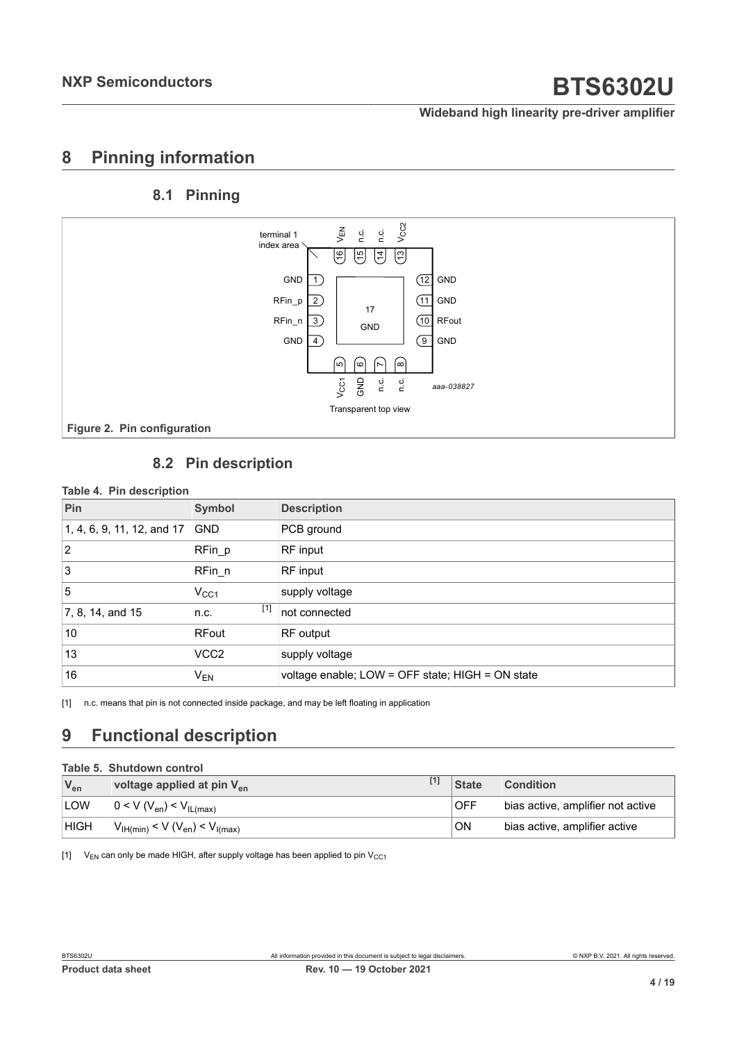# 8 Pinning information

## 8.1 Pinning

Figure 2. Pin configuration

## 8.2 Pin description

Table 4. Pin description

| Pin | Symbol | Description |
|---|---|---|
| 1, 4, 6, 9, 11, 12, and 17 | GND | PCB ground |
| 2 | RFin_p | RF input |
| 3 | RFin_n | RF input |
| 5 | $V_{CC1}$ | supply voltage |
| 7, 8, 14, and 15 | n.c. [1] | not connected |
| 10 | RFout | RF output |
| 13 | VCC2 | supply voltage |
| 16 | $V_{EN}$ | voltage enable; LOW = OFF state; HIGH = ON state |

[1] n.c. means that pin is not connected inside package, and may be left floating in application

# 9 Functional description

Table 5. Shutdown control

| $V_{en}$ | voltage applied at pin $V_{en}$ [1] | State | Condition |
|---|---|---|---|
| LOW | $0 < V (V_{en}) < V_{IL(max)}$ | OFF | bias active, amplifier not active |
| HIGH | $V_{IH(min)} < V (V_{en}) < V_{I(max)}$ | ON | bias active, amplifier active |

[1] $V_{EN}$ can only be made HIGH, after supply voltage has been applied to pin $V_{CC1}$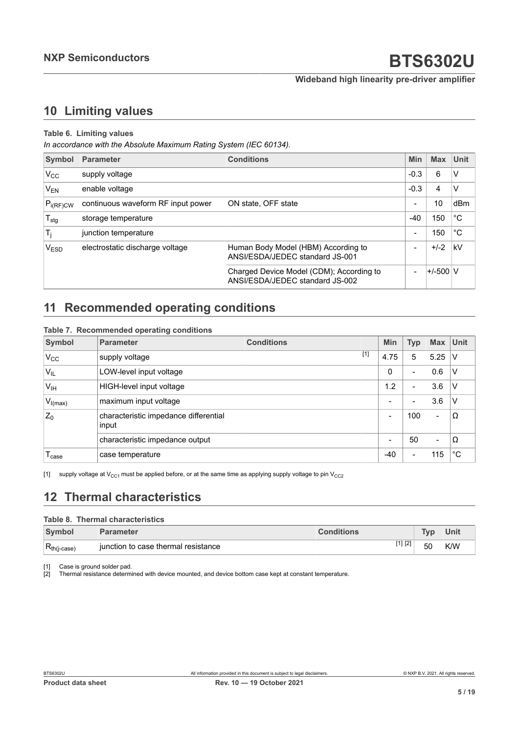## 10 Limiting values

**Table 6. Limiting values**

*In accordance with the Absolute Maximum Rating System (IEC 60134).*

| Symbol | Parameter | Conditions | Min | Max | Unit |
|---|---|---|---|---|---|
| $V_{CC}$ | supply voltage | | -0.3 | 6 | V |
| $V_{EN}$ | enable voltage | | -0.3 | 4 | V |
| $P_{i(RF)CW}$ | continuous waveform RF input power | ON state, OFF state | - | 10 | dBm |
| $T_{stg}$ | storage temperature | | -40 | 150 | °C |
| $T_j$ | junction temperature | | - | 150 | °C |
| $V_{ESD}$ | electrostatic discharge voltage | Human Body Model (HBM) According to ANSI/ESDA/JEDEC standard JS-001 | - | +/-2 | kV |
| | | Charged Device Model (CDM); According to ANSI/ESDA/JEDEC standard JS-002 | - | +/-500 | V |

## 11 Recommended operating conditions

**Table 7. Recommended operating conditions**

| Symbol | Parameter | Conditions | | Min | Typ | Max | Unit |
|---|---|---|---|---|---|---|---|
| $V_{CC}$ | supply voltage | | [1] | 4.75 | 5 | 5.25 | V |
| $V_{IL}$ | LOW-level input voltage | | | 0 | - | 0.6 | V |
| $V_{IH}$ | HIGH-level input voltage | | | 1.2 | - | 3.6 | V |
| $V_{I(max)}$ | maximum input voltage | | | - | - | 3.6 | V |
| $Z_0$ | characteristic impedance differential input | | | - | 100 | - | Ω |
| | characteristic impedance output | | | - | 50 | - | Ω |
| $T_{case}$ | case temperature | | | -40 | - | 115 | °C |

[1] supply voltage at $V_{CC1}$ must be applied before, or at the same time as applying supply voltage to pin $V_{CC2}$

## 12 Thermal characteristics

**Table 8. Thermal characteristics**

| Symbol | Parameter | Conditions | Typ | Unit |
|---|---|---|---|---|
| $R_{th(j\text{-}case)}$ | junction to case thermal resistance | [1] [2] | 50 | K/W |

[1] Case is ground solder pad.

[2] Thermal resistance determined with device mounted, and device bottom case kept at constant temperature.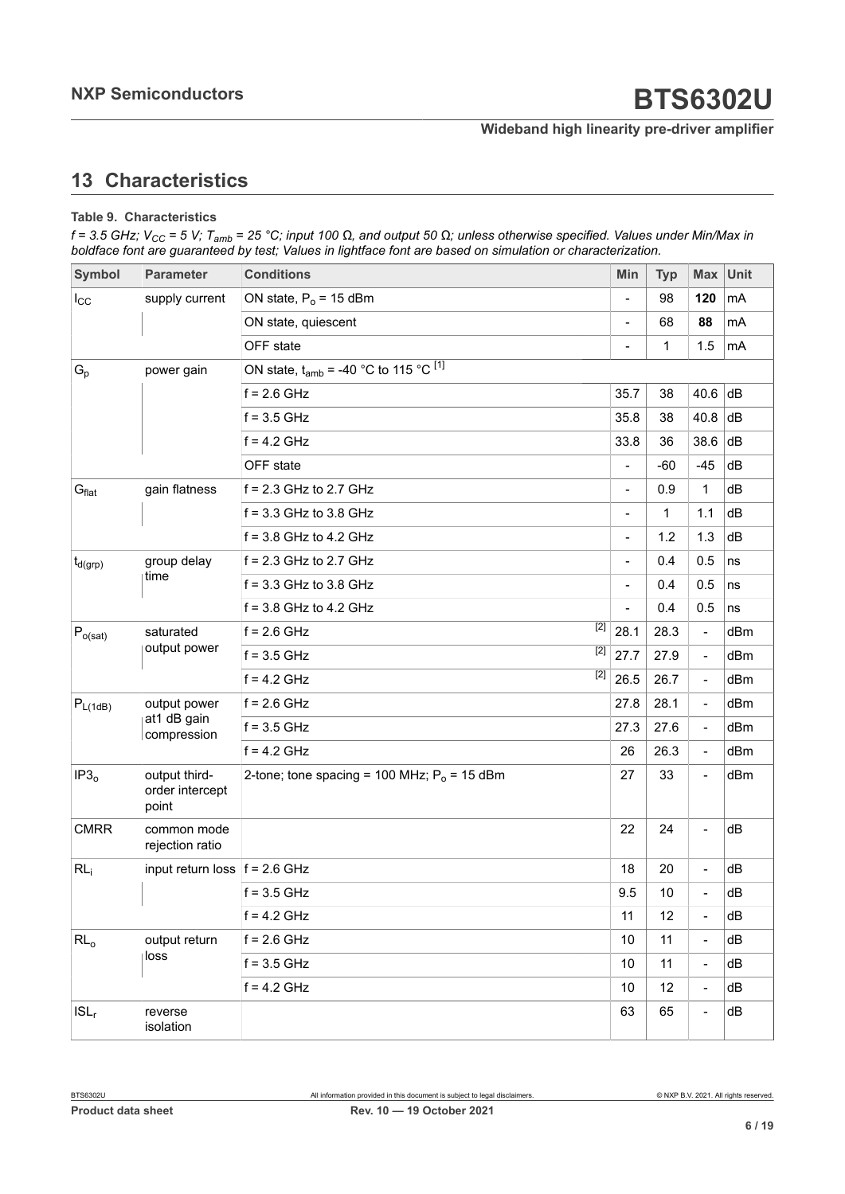# 13 Characteristics

**Table 9. Characteristics**

*f = 3.5 GHz; $V_{CC}$ = 5 V; $T_{amb}$ = 25 °C; input 100 Ω, and output 50 Ω; unless otherwise specified. Values under Min/Max in boldface font are guaranteed by test; Values in lightface font are based on simulation or characterization.*

| Symbol | Parameter | Conditions | Min | Typ | Max | Unit |
|---|---|---|---|---|---|---|
| $I_{CC}$ | supply current | ON state, $P_o$ = 15 dBm | - | 98 | **120** | mA |
| | | ON state, quiescent | - | 68 | **88** | mA |
| | | OFF state | - | 1 | 1.5 | mA |
| $G_p$ | power gain | ON state, $t_{amb}$ = -40 °C to 115 °C [1] | | | | |
| | | f = 2.6 GHz | 35.7 | 38 | 40.6 | dB |
| | | f = 3.5 GHz | 35.8 | 38 | 40.8 | dB |
| | | f = 4.2 GHz | 33.8 | 36 | 38.6 | dB |
| | | OFF state | - | -60 | -45 | dB |
| $G_{flat}$ | gain flatness | f = 2.3 GHz to 2.7 GHz | - | 0.9 | 1 | dB |
| | | f = 3.3 GHz to 3.8 GHz | - | 1 | 1.1 | dB |
| | | f = 3.8 GHz to 4.2 GHz | - | 1.2 | 1.3 | dB |
| $t_{d(grp)}$ | group delay time | f = 2.3 GHz to 2.7 GHz | - | 0.4 | 0.5 | ns |
| | | f = 3.3 GHz to 3.8 GHz | - | 0.4 | 0.5 | ns |
| | | f = 3.8 GHz to 4.2 GHz | - | 0.4 | 0.5 | ns |
| $P_{o(sat)}$ | saturated output power | f = 2.6 GHz [2] | 28.1 | 28.3 | - | dBm |
| | | f = 3.5 GHz [2] | 27.7 | 27.9 | - | dBm |
| | | f = 4.2 GHz [2] | 26.5 | 26.7 | - | dBm |
| $P_{L(1dB)}$ | output power at1 dB gain compression | f = 2.6 GHz | 27.8 | 28.1 | - | dBm |
| | | f = 3.5 GHz | 27.3 | 27.6 | - | dBm |
| | | f = 4.2 GHz | 26 | 26.3 | - | dBm |
| $IP3_o$ | output third-order intercept point | 2-tone; tone spacing = 100 MHz; $P_o$ = 15 dBm | 27 | 33 | - | dBm |
| CMRR | common mode rejection ratio | | 22 | 24 | - | dB |
| $RL_i$ | input return loss | f = 2.6 GHz | 18 | 20 | - | dB |
| | | f = 3.5 GHz | 9.5 | 10 | - | dB |
| | | f = 4.2 GHz | 11 | 12 | - | dB |
| $RL_o$ | output return loss | f = 2.6 GHz | 10 | 11 | - | dB |
| | | f = 3.5 GHz | 10 | 11 | - | dB |
| | | f = 4.2 GHz | 10 | 12 | - | dB |
| $ISL_r$ | reverse isolation | | 63 | 65 | - | dB |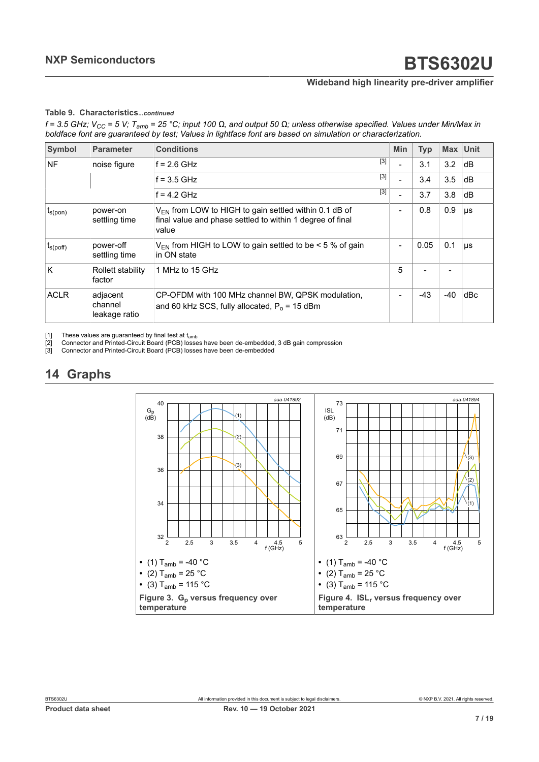**Table 9. Characteristics***...continued*

*f = 3.5 GHz; $V_{CC}$ = 5 V; $T_{amb}$ = 25 °C; input 100 Ω, and output 50 Ω; unless otherwise specified. Values under Min/Max in boldface font are guaranteed by test; Values in lightface font are based on simulation or characterization.*

| Symbol | Parameter | Conditions | | Min | Typ | Max | Unit |
|---|---|---|---|---|---|---|---|
| NF | noise figure | f = 2.6 GHz | [3] | - | 3.1 | 3.2 | dB |
| | | f = 3.5 GHz | [3] | - | 3.4 | 3.5 | dB |
| | | f = 4.2 GHz | [3] | - | 3.7 | 3.8 | dB |
| $t_{s(pon)}$ | power-on settling time | $V_{EN}$ from LOW to HIGH to gain settled within 0.1 dB of final value and phase settled to within 1 degree of final value | | - | 0.8 | 0.9 | μs |
| $t_{s(poff)}$ | power-off settling time | $V_{EN}$ from HIGH to LOW to gain settled to be < 5 % of gain in ON state | | - | 0.05 | 0.1 | μs |
| K | Rollett stability factor | 1 MHz to 15 GHz | | 5 | - | - | |
| ACLR | adjacent channel leakage ratio | CP-OFDM with 100 MHz channel BW, QPSK modulation, and 60 kHz SCS, fully allocated, $P_o$ = 15 dBm | | - | -43 | -40 | dBc |

[1] These values are guaranteed by final test at $t_{amb}$
[2] Connector and Printed-Circuit Board (PCB) losses have been de-embedded, 3 dB gain compression
[3] Connector and Printed-Circuit Board (PCB) losses have been de-embedded

## 14 Graphs

- (1) $T_{amb}$ = -40 °C
- (2) $T_{amb}$ = 25 °C
- (3) $T_{amb}$ = 115 °C

**Figure 3. $G_p$ versus frequency over temperature**

- (1) $T_{amb}$ = -40 °C
- (2) $T_{amb}$ = 25 °C
- (3) $T_{amb}$ = 115 °C

**Figure 4. $ISL_r$ versus frequency over temperature**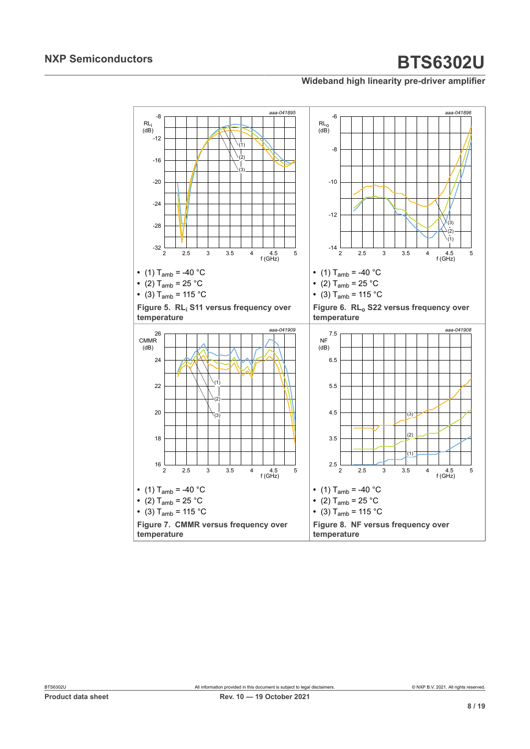- (1) $T_{amb}$ = -40 °C
- (2) $T_{amb}$ = 25 °C
- (3) $T_{amb}$ = 115 °C

**Figure 5. $RL_i$ S11 versus frequency over temperature**

- (1) $T_{amb}$ = -40 °C
- (2) $T_{amb}$ = 25 °C
- (3) $T_{amb}$ = 115 °C

**Figure 6. $RL_o$ S22 versus frequency over temperature**

- (1) $T_{amb}$ = -40 °C
- (2) $T_{amb}$ = 25 °C
- (3) $T_{amb}$ = 115 °C

**Figure 7. CMMR versus frequency over temperature**

- (1) $T_{amb}$ = -40 °C
- (2) $T_{amb}$ = 25 °C
- (3) $T_{amb}$ = 115 °C

**Figure 8. NF versus frequency over temperature**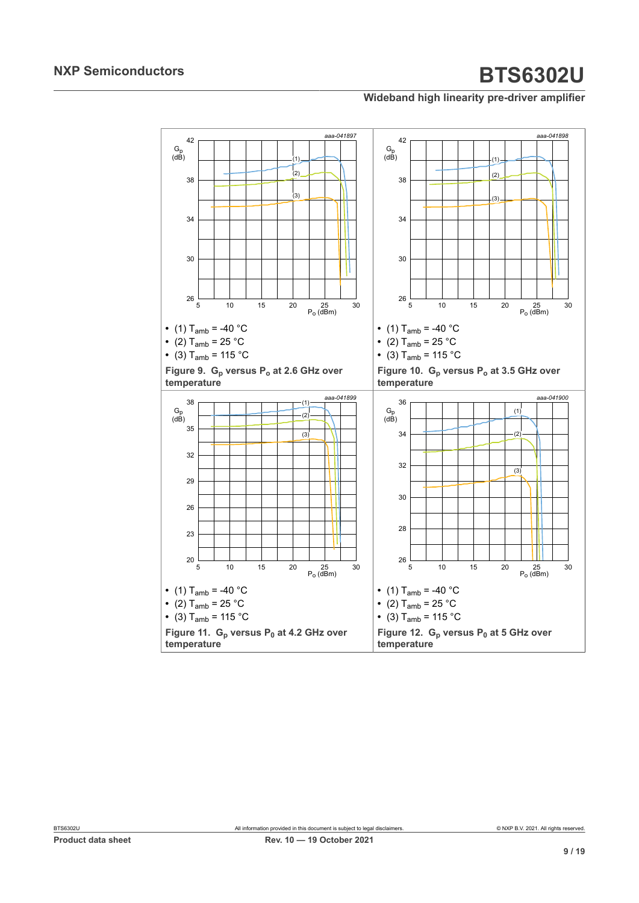- (1) $T_{amb}$ = -40 °C
- (2) $T_{amb}$ = 25 °C
- (3) $T_{amb}$ = 115 °C

**Figure 9. $G_p$ versus $P_o$ at 2.6 GHz over temperature**

- (1) $T_{amb}$ = -40 °C
- (2) $T_{amb}$ = 25 °C
- (3) $T_{amb}$ = 115 °C

**Figure 10. $G_p$ versus $P_o$ at 3.5 GHz over temperature**

- (1) $T_{amb}$ = -40 °C
- (2) $T_{amb}$ = 25 °C
- (3) $T_{amb}$ = 115 °C

**Figure 11. $G_p$ versus $P_0$ at 4.2 GHz over temperature**

- (1) $T_{amb}$ = -40 °C
- (2) $T_{amb}$ = 25 °C
- (3) $T_{amb}$ = 115 °C

**Figure 12. $G_p$ versus $P_0$ at 5 GHz over temperature**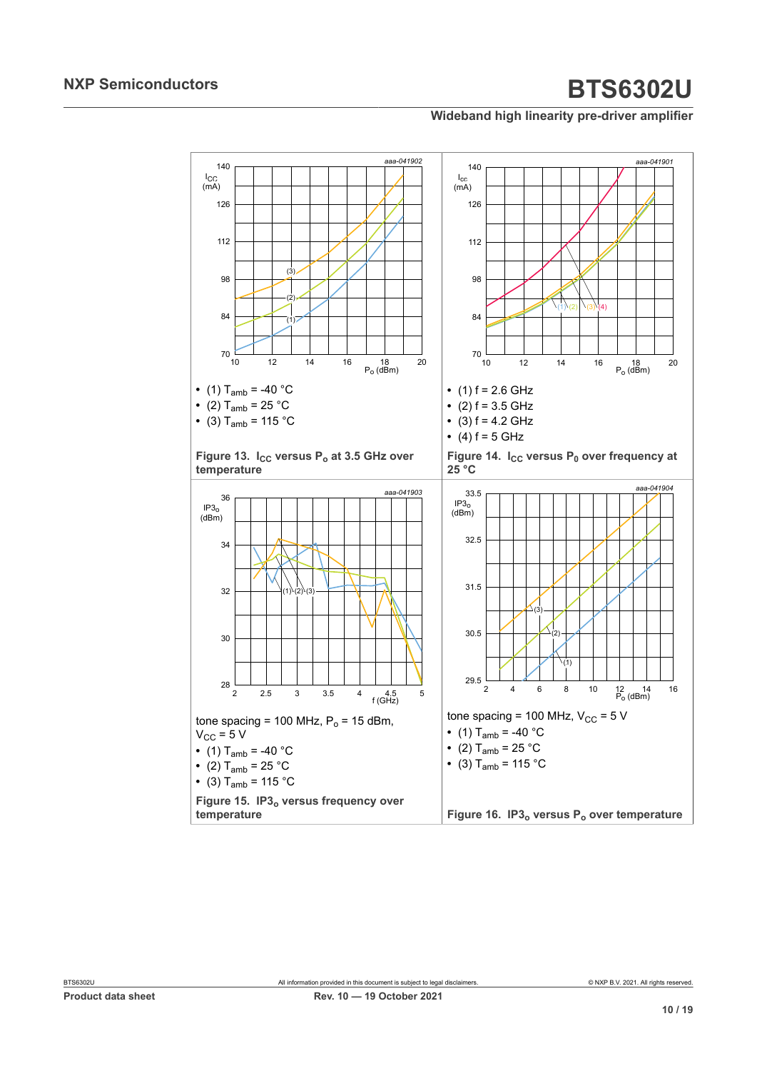- (1) $T_{amb}$ = -40 °C
- (2) $T_{amb}$ = 25 °C
- (3) $T_{amb}$ = 115 °C

**Figure 13. $I_{CC}$ versus $P_o$ at 3.5 GHz over temperature**

- (1) f = 2.6 GHz
- (2) f = 3.5 GHz
- (3) f = 4.2 GHz
- (4) f = 5 GHz

**Figure 14. $I_{CC}$ versus $P_0$ over frequency at 25 °C**

tone spacing = 100 MHz, $P_o$ = 15 dBm, $V_{CC}$ = 5 V

- (1) $T_{amb}$ = -40 °C
- (2) $T_{amb}$ = 25 °C
- (3) $T_{amb}$ = 115 °C

**Figure 15. $IP3_o$ versus frequency over temperature**

tone spacing = 100 MHz, $V_{CC}$ = 5 V

- (1) $T_{amb}$ = -40 °C
- (2) $T_{amb}$ = 25 °C
- (3) $T_{amb}$ = 115 °C

**Figure 16. $IP3_o$ versus $P_o$ over temperature**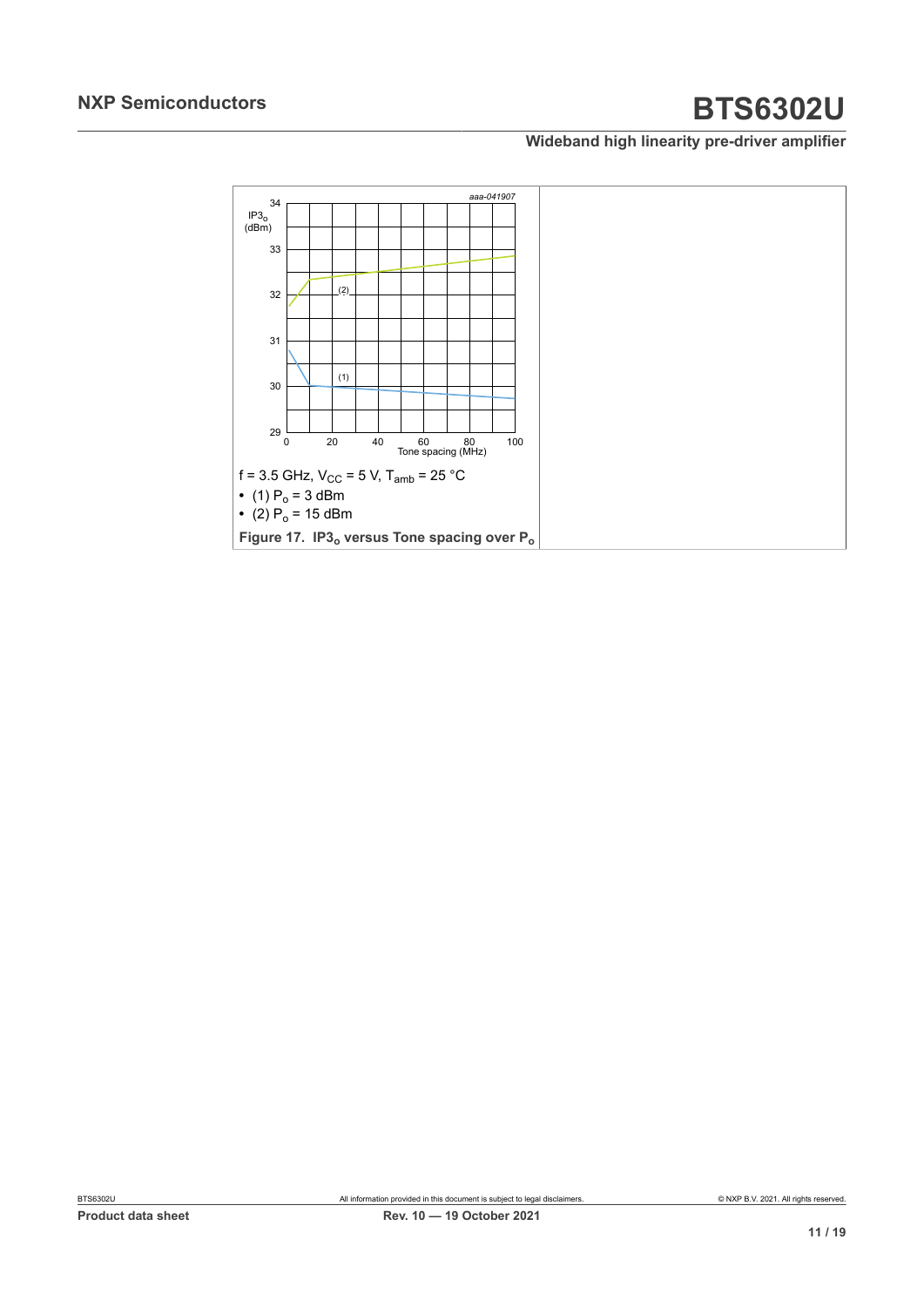f = 3.5 GHz, $V_{CC}$ = 5 V, $T_{amb}$ = 25 °C

- (1) $P_o$ = 3 dBm
- (2) $P_o$ = 15 dBm

**Figure 17. $IP3_o$ versus Tone spacing over $P_o$**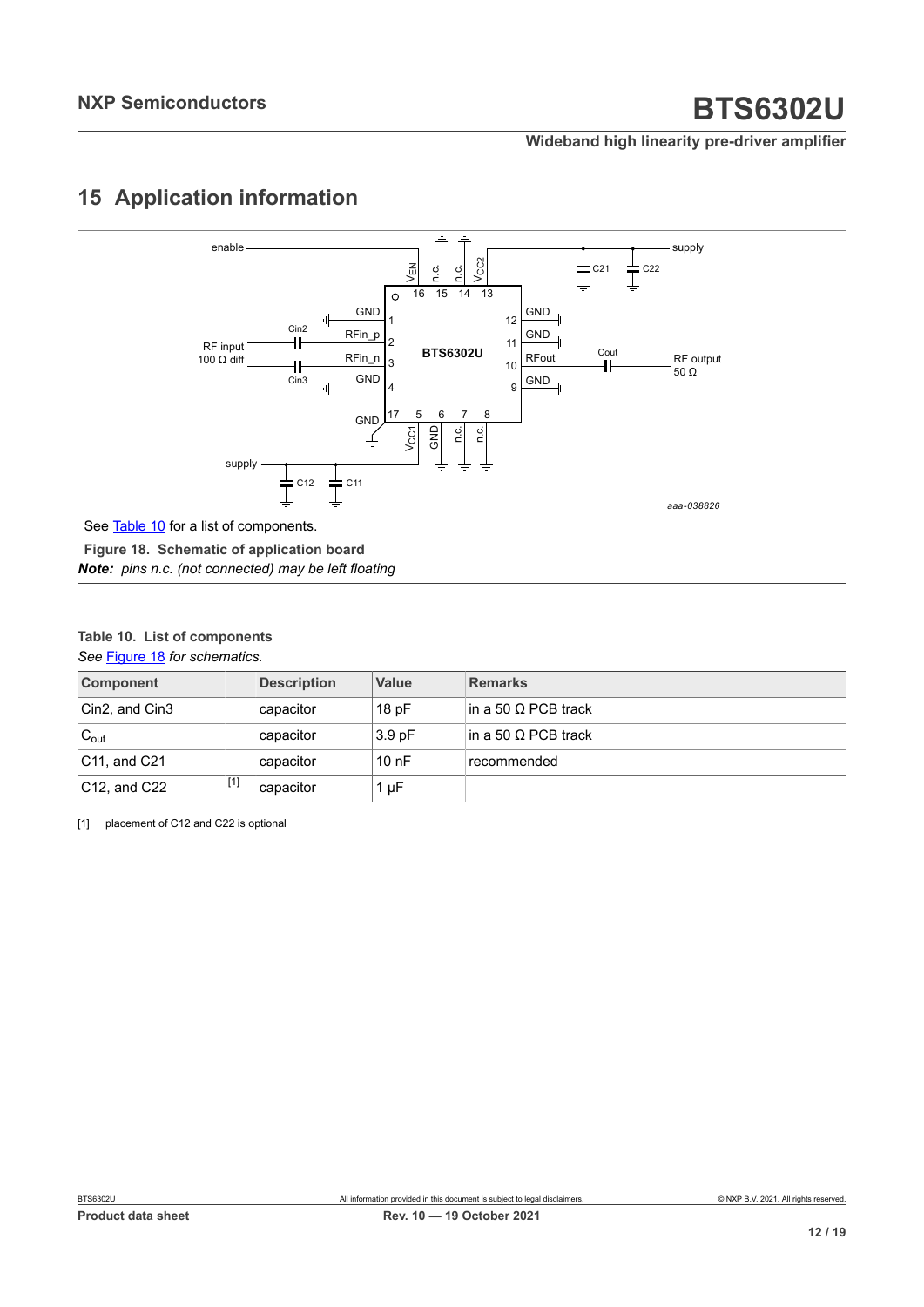# 15 Application information

See Table 10 for a list of components.

**Figure 18. Schematic of application board**

***Note:*** *pins n.c. (not connected) may be left floating*

**Table 10. List of components**

*See Figure 18 for schematics.*

| Component | Description | Value | Remarks |
|---|---|---|---|
| Cin2, and Cin3 | capacitor | 18 pF | in a 50 Ω PCB track |
| $C_{out}$ | capacitor | 3.9 pF | in a 50 Ω PCB track |
| C11, and C21 | capacitor | 10 nF | recommended |
| C12, and C22 [1] | capacitor | 1 μF | |

[1] placement of C12 and C22 is optional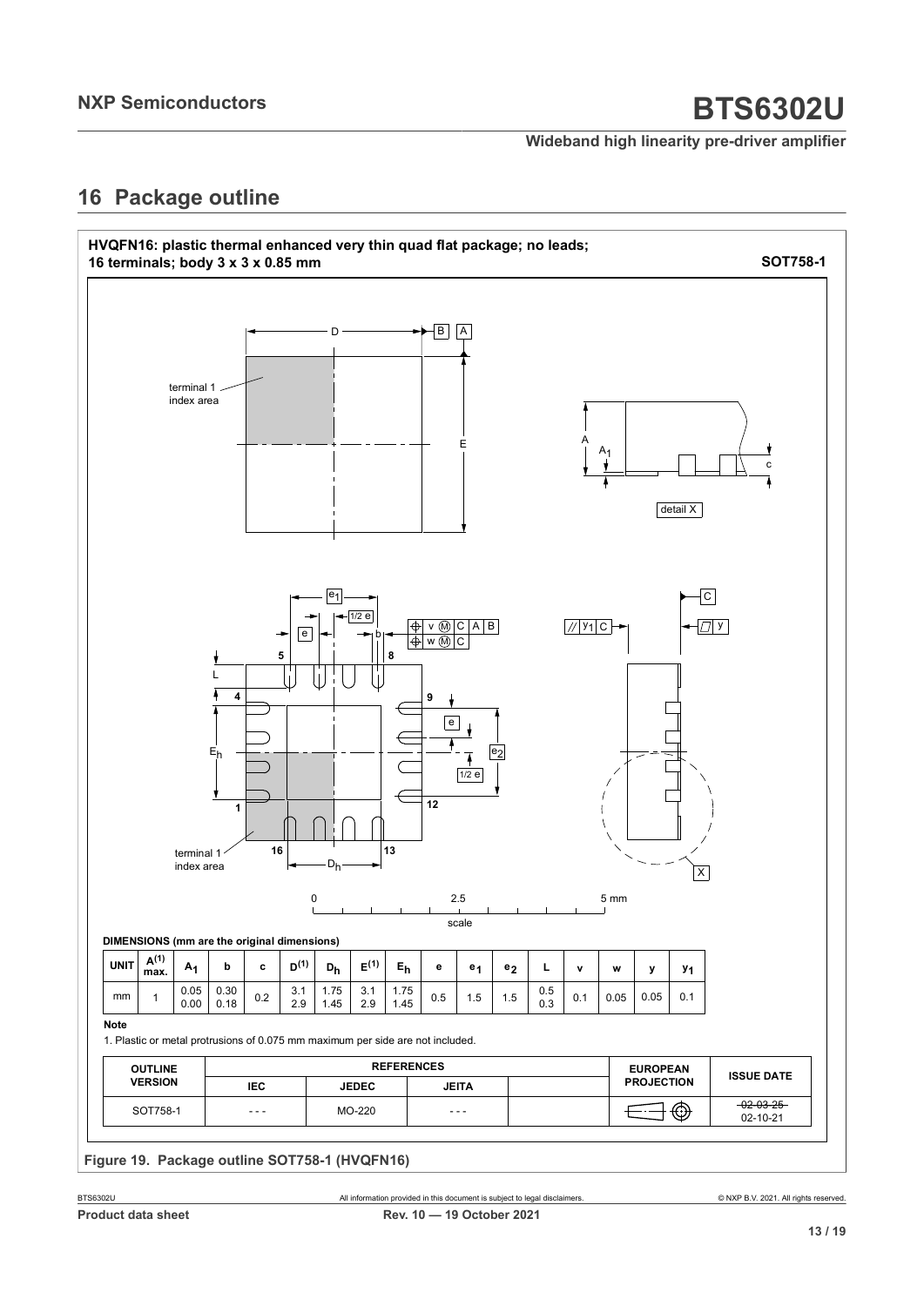## 16 Package outline

**HVQFN16: plastic thermal enhanced very thin quad flat package; no leads; 16 terminals; body 3 x 3 x 0.85 mm** **SOT758-1**

**DIMENSIONS (mm are the original dimensions)**

| UNIT | A(1) max. | $A_1$ | b | c | D(1) | $D_h$ | E(1) | $E_h$ | e | $e_1$ | $e_2$ | L | v | w | y | $y_1$ |
|---|---|---|---|---|---|---|---|---|---|---|---|---|---|---|---|---|
| mm | 1 | 0.05<br>0.00 | 0.30<br>0.18 | 0.2 | 3.1<br>2.9 | 1.75<br>1.45 | 3.1<br>2.9 | 1.75<br>1.45 | 0.5 | 1.5 | 1.5 | 0.5<br>0.3 | 0.1 | 0.05 | 0.05 | 0.1 |

**Note**

1. Plastic or metal protrusions of 0.075 mm maximum per side are not included.

| OUTLINE VERSION | REFERENCES IEC | REFERENCES JEDEC | REFERENCES JEITA | | EUROPEAN PROJECTION | ISSUE DATE |
|---|---|---|---|---|---|---|
| SOT758-1 | - - - | MO-220 | - - - | | | ~~02-03-25~~<br>02-10-21 |

**Figure 19. Package outline SOT758-1 (HVQFN16)**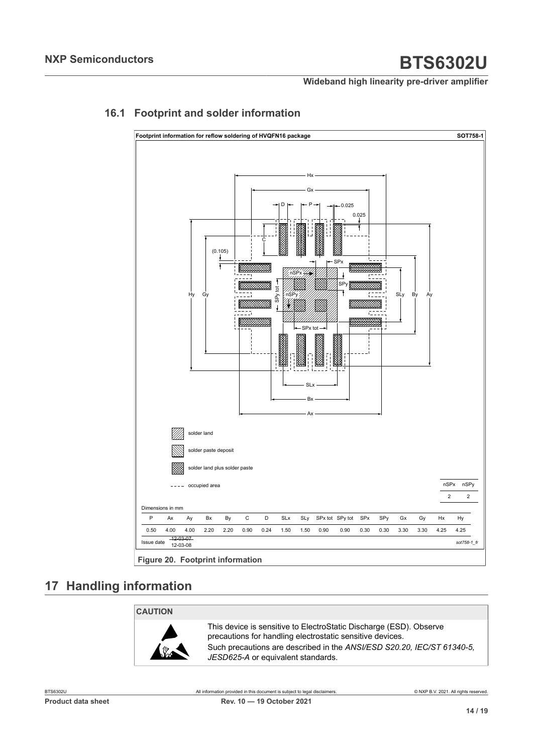## 16.1 Footprint and solder information

**Footprint information for reflow soldering of HVQFN16 package** **SOT758-1**

solder land

solder paste deposit

solder land plus solder paste

occupied area

| nSPx | nSPy |
|---|---|
| 2 | 2 |

Dimensions in mm

| P | Ax | Ay | Bx | By | C | D | SLx | SLy | SPx tot | SPy tot | SPx | SPy | Gx | Gy | Hx | Hy |
|---|---|---|---|---|---|---|---|---|---|---|---|---|---|---|---|---|
| 0.50 | 4.00 | 4.00 | 2.20 | 2.20 | 0.90 | 0.24 | 1.50 | 1.50 | 0.90 | 0.90 | 0.30 | 0.30 | 3.30 | 3.30 | 4.25 | 4.25 |

Issue date ~~12-03-07~~ 12-03-08

sot758-1_fr

**Figure 20. Footprint information**

# 17 Handling information

**CAUTION**

This device is sensitive to ElectroStatic Discharge (ESD). Observe precautions for handling electrostatic sensitive devices.

Such precautions are described in the *ANSI/ESD S20.20, IEC/ST 61340-5, JESD625-A* or equivalent standards.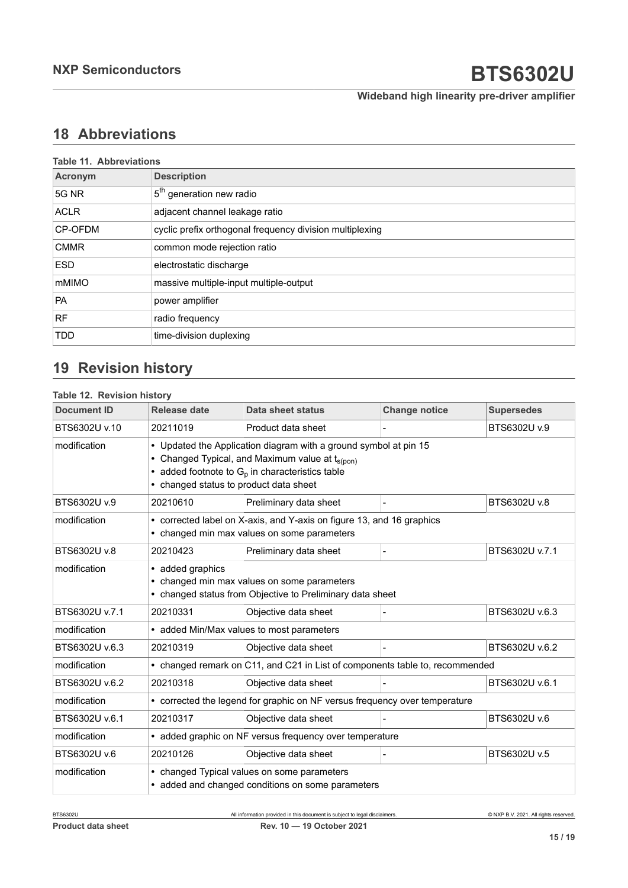## 18 Abbreviations

**Table 11. Abbreviations**

| Acronym | Description |
|---|---|
| 5G NR | $5^{th}$ generation new radio |
| ACLR | adjacent channel leakage ratio |
| CP-OFDM | cyclic prefix orthogonal frequency division multiplexing |
| CMMR | common mode rejection ratio |
| ESD | electrostatic discharge |
| mMIMO | massive multiple-input multiple-output |
| PA | power amplifier |
| RF | radio frequency |
| TDD | time-division duplexing |

## 19 Revision history

**Table 12. Revision history**

| Document ID | Release date | Data sheet status | Change notice | Supersedes |
|---|---|---|---|---|
| BTS6302U v.10 | 20211019 | Product data sheet | - | BTS6302U v.9 |
| modification | • Updated the Application diagram with a ground symbol at pin 15<br>• Changed Typical, and Maximum value at $t_{s(pon)}$<br>• added footnote to $G_p$ in characteristics table<br>• changed status to product data sheet | | | |
| BTS6302U v.9 | 20210610 | Preliminary data sheet | - | BTS6302U v.8 |
| modification | • corrected label on X-axis, and Y-axis on figure 13, and 16 graphics<br>• changed min max values on some parameters | | | |
| BTS6302U v.8 | 20210423 | Preliminary data sheet | - | BTS6302U v.7.1 |
| modification | • added graphics<br>• changed min max values on some parameters<br>• changed status from Objective to Preliminary data sheet | | | |
| BTS6302U v.7.1 | 20210331 | Objective data sheet | - | BTS6302U v.6.3 |
| modification | • added Min/Max values to most parameters | | | |
| BTS6302U v.6.3 | 20210319 | Objective data sheet | - | BTS6302U v.6.2 |
| modification | • changed remark on C11, and C21 in List of components table to, recommended | | | |
| BTS6302U v.6.2 | 20210318 | Objective data sheet | - | BTS6302U v.6.1 |
| modification | • corrected the legend for graphic on NF versus frequency over temperature | | | |
| BTS6302U v.6.1 | 20210317 | Objective data sheet | - | BTS6302U v.6 |
| modification | • added graphic on NF versus frequency over temperature | | | |
| BTS6302U v.6 | 20210126 | Objective data sheet | - | BTS6302U v.5 |
| modification | • changed Typical values on some parameters<br>• added and changed conditions on some parameters | | | |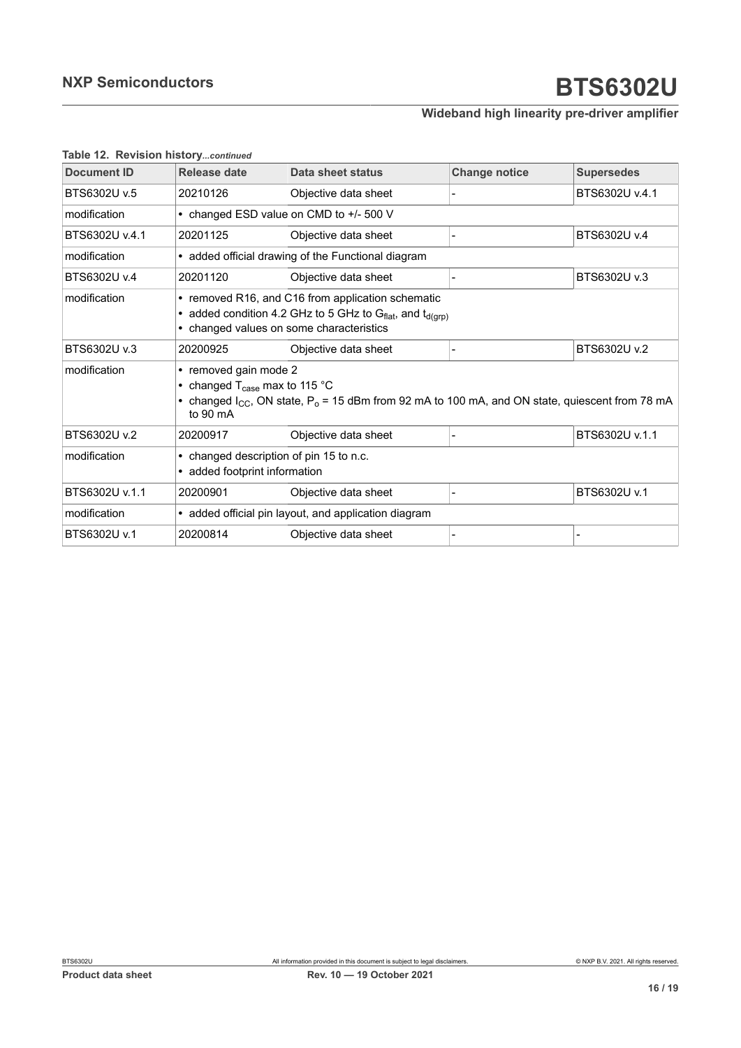**Table 12. Revision history**...*continued*

| Document ID | Release date | Data sheet status | Change notice | Supersedes |
|---|---|---|---|---|
| BTS6302U v.5 | 20210126 | Objective data sheet | - | BTS6302U v.4.1 |
| modification | • changed ESD value on CMD to +/- 500 V | | | |
| BTS6302U v.4.1 | 20201125 | Objective data sheet | - | BTS6302U v.4 |
| modification | • added official drawing of the Functional diagram | | | |
| BTS6302U v.4 | 20201120 | Objective data sheet | - | BTS6302U v.3 |
| modification | • removed R16, and C16 from application schematic<br>• added condition 4.2 GHz to 5 GHz to $G_{flat}$, and $t_{d(grp)}$<br>• changed values on some characteristics | | | |
| BTS6302U v.3 | 20200925 | Objective data sheet | - | BTS6302U v.2 |
| modification | • removed gain mode 2<br>• changed $T_{case}$ max to 115 °C<br>• changed $I_{CC}$, ON state, $P_o$ = 15 dBm from 92 mA to 100 mA, and ON state, quiescent from 78 mA to 90 mA | | | |
| BTS6302U v.2 | 20200917 | Objective data sheet | - | BTS6302U v.1.1 |
| modification | • changed description of pin 15 to n.c.<br>• added footprint information | | | |
| BTS6302U v.1.1 | 20200901 | Objective data sheet | - | BTS6302U v.1 |
| modification | • added official pin layout, and application diagram | | | |
| BTS6302U v.1 | 20200814 | Objective data sheet | - | - |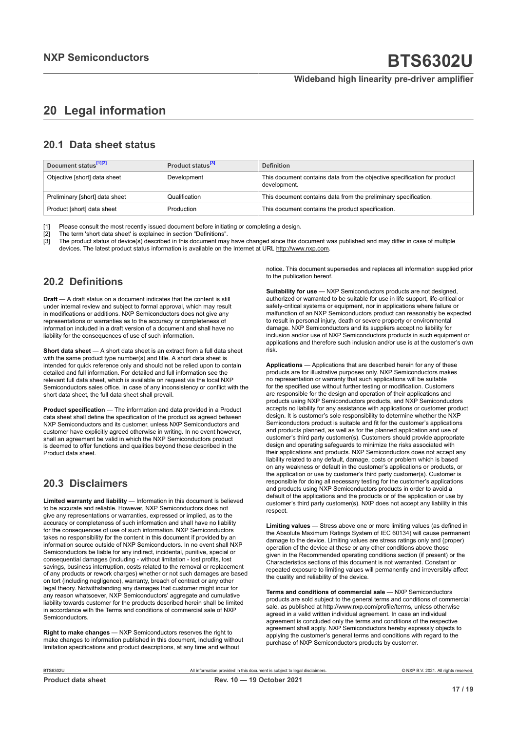# 20 Legal information

## 20.1 Data sheet status

| Document status[1][2] | Product status[3] | Definition |
| --- | --- | --- |
| Objective [short] data sheet | Development | This document contains data from the objective specification for product development. |
| Preliminary [short] data sheet | Qualification | This document contains data from the preliminary specification. |
| Product [short] data sheet | Production | This document contains the product specification. |

[1] Please consult the most recently issued document before initiating or completing a design.
[2] The term 'short data sheet' is explained in section "Definitions".
[3] The product status of device(s) described in this document may have changed since this document was published and may differ in case of multiple devices. The latest product status information is available on the Internet at URL http://www.nxp.com.

## 20.2 Definitions

**Draft** — A draft status on a document indicates that the content is still under internal review and subject to formal approval, which may result in modifications or additions. NXP Semiconductors does not give any representations or warranties as to the accuracy or completeness of information included in a draft version of a document and shall have no liability for the consequences of use of such information.

**Short data sheet** — A short data sheet is an extract from a full data sheet with the same product type number(s) and title. A short data sheet is intended for quick reference only and should not be relied upon to contain detailed and full information. For detailed and full information see the relevant full data sheet, which is available on request via the local NXP Semiconductors sales office. In case of any inconsistency or conflict with the short data sheet, the full data sheet shall prevail.

**Product specification** — The information and data provided in a Product data sheet shall define the specification of the product as agreed between NXP Semiconductors and its customer, unless NXP Semiconductors and customer have explicitly agreed otherwise in writing. In no event however, shall an agreement be valid in which the NXP Semiconductors product is deemed to offer functions and qualities beyond those described in the Product data sheet.

## 20.3 Disclaimers

**Limited warranty and liability** — Information in this document is believed to be accurate and reliable. However, NXP Semiconductors does not give any representations or warranties, expressed or implied, as to the accuracy or completeness of such information and shall have no liability for the consequences of use of such information. NXP Semiconductors takes no responsibility for the content in this document if provided by an information source outside of NXP Semiconductors. In no event shall NXP Semiconductors be liable for any indirect, incidental, punitive, special or consequential damages (including - without limitation - lost profits, lost savings, business interruption, costs related to the removal or replacement of any products or rework charges) whether or not such damages are based on tort (including negligence), warranty, breach of contract or any other legal theory. Notwithstanding any damages that customer might incur for any reason whatsoever, NXP Semiconductors' aggregate and cumulative liability towards customer for the products described herein shall be limited in accordance with the Terms and conditions of commercial sale of NXP Semiconductors.

**Right to make changes** — NXP Semiconductors reserves the right to make changes to information published in this document, including without limitation specifications and product descriptions, at any time and without notice. This document supersedes and replaces all information supplied prior to the publication hereof.

**Suitability for use** — NXP Semiconductors products are not designed, authorized or warranted to be suitable for use in life support, life-critical or safety-critical systems or equipment, nor in applications where failure or malfunction of an NXP Semiconductors product can reasonably be expected to result in personal injury, death or severe property or environmental damage. NXP Semiconductors and its suppliers accept no liability for inclusion and/or use of NXP Semiconductors products in such equipment or applications and therefore such inclusion and/or use is at the customer's own risk.

**Applications** — Applications that are described herein for any of these products are for illustrative purposes only. NXP Semiconductors makes no representation or warranty that such applications will be suitable for the specified use without further testing or modification. Customers are responsible for the design and operation of their applications and products using NXP Semiconductors products, and NXP Semiconductors accepts no liability for any assistance with applications or customer product design. It is customer's sole responsibility to determine whether the NXP Semiconductors product is suitable and fit for the customer's applications and products planned, as well as for the planned application and use of customer's third party customer(s). Customers should provide appropriate design and operating safeguards to minimize the risks associated with their applications and products. NXP Semiconductors does not accept any liability related to any default, damage, costs or problem which is based on any weakness or default in the customer's applications or products, or the application or use by customer's third party customer(s). Customer is responsible for doing all necessary testing for the customer's applications and products using NXP Semiconductors products in order to avoid a default of the applications and the products or of the application or use by customer's third party customer(s). NXP does not accept any liability in this respect.

**Limiting values** — Stress above one or more limiting values (as defined in the Absolute Maximum Ratings System of IEC 60134) will cause permanent damage to the device. Limiting values are stress ratings only and (proper) operation of the device at these or any other conditions above those given in the Recommended operating conditions section (if present) or the Characteristics sections of this document is not warranted. Constant or repeated exposure to limiting values will permanently and irreversibly affect the quality and reliability of the device.

**Terms and conditions of commercial sale** — NXP Semiconductors products are sold subject to the general terms and conditions of commercial sale, as published at http://www.nxp.com/profile/terms, unless otherwise agreed in a valid written individual agreement. In case an individual agreement is concluded only the terms and conditions of the respective agreement shall apply. NXP Semiconductors hereby expressly objects to applying the customer's general terms and conditions with regard to the purchase of NXP Semiconductors products by customer.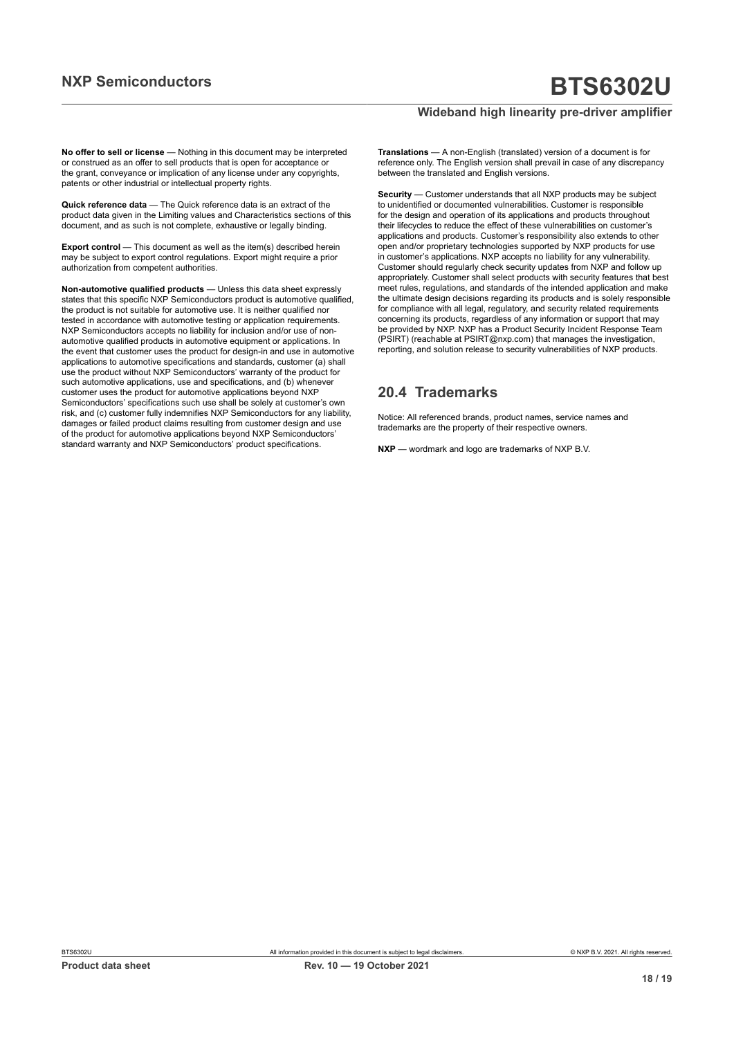**No offer to sell or license** — Nothing in this document may be interpreted or construed as an offer to sell products that is open for acceptance or the grant, conveyance or implication of any license under any copyrights, patents or other industrial or intellectual property rights.

**Quick reference data** — The Quick reference data is an extract of the product data given in the Limiting values and Characteristics sections of this document, and as such is not complete, exhaustive or legally binding.

**Export control** — This document as well as the item(s) described herein may be subject to export control regulations. Export might require a prior authorization from competent authorities.

**Non-automotive qualified products** — Unless this data sheet expressly states that this specific NXP Semiconductors product is automotive qualified, the product is not suitable for automotive use. It is neither qualified nor tested in accordance with automotive testing or application requirements. NXP Semiconductors accepts no liability for inclusion and/or use of non-automotive qualified products in automotive equipment or applications. In the event that customer uses the product for design-in and use in automotive applications to automotive specifications and standards, customer (a) shall use the product without NXP Semiconductors' warranty of the product for such automotive applications, use and specifications, and (b) whenever customer uses the product for automotive applications beyond NXP Semiconductors' specifications such use shall be solely at customer's own risk, and (c) customer fully indemnifies NXP Semiconductors for any liability, damages or failed product claims resulting from customer design and use of the product for automotive applications beyond NXP Semiconductors' standard warranty and NXP Semiconductors' product specifications.

**Translations** — A non-English (translated) version of a document is for reference only. The English version shall prevail in case of any discrepancy between the translated and English versions.

**Security** — Customer understands that all NXP products may be subject to unidentified or documented vulnerabilities. Customer is responsible for the design and operation of its applications and products throughout their lifecycles to reduce the effect of these vulnerabilities on customer's applications and products. Customer's responsibility also extends to other open and/or proprietary technologies supported by NXP products for use in customer's applications. NXP accepts no liability for any vulnerability. Customer should regularly check security updates from NXP and follow up appropriately. Customer shall select products with security features that best meet rules, regulations, and standards of the intended application and make the ultimate design decisions regarding its products and is solely responsible for compliance with all legal, regulatory, and security related requirements concerning its products, regardless of any information or support that may be provided by NXP. NXP has a Product Security Incident Response Team (PSIRT) (reachable at PSIRT@nxp.com) that manages the investigation, reporting, and solution release to security vulnerabilities of NXP products.

## 20.4 Trademarks

Notice: All referenced brands, product names, service names and trademarks are the property of their respective owners.

**NXP** — wordmark and logo are trademarks of NXP B.V.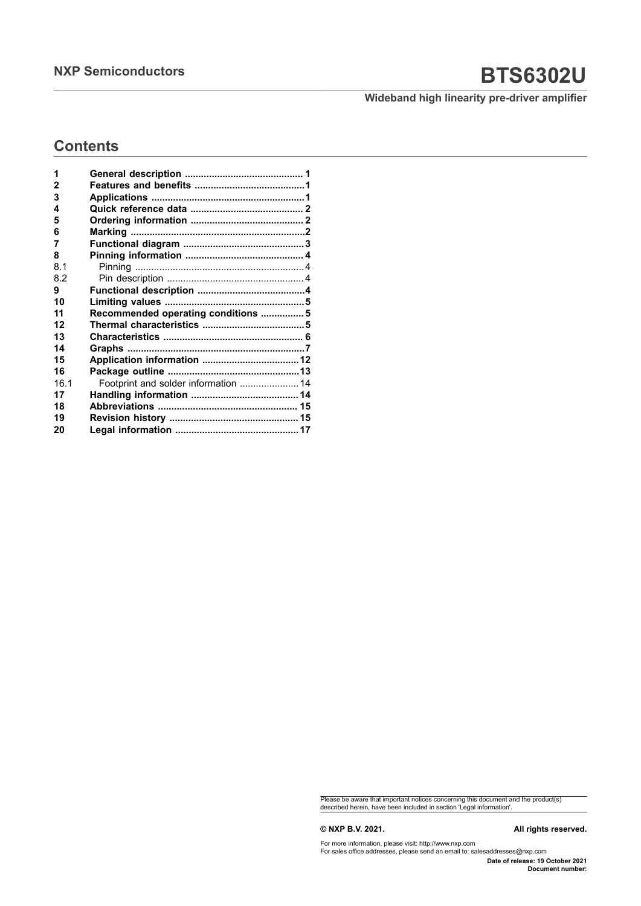## Contents

| | | |
|---|---|---|
| **1** | **General description** | **1** |
| **2** | **Features and benefits** | **1** |
| **3** | **Applications** | **1** |
| **4** | **Quick reference data** | **2** |
| **5** | **Ordering information** | **2** |
| **6** | **Marking** | **2** |
| **7** | **Functional diagram** | **3** |
| **8** | **Pinning information** | **4** |
| 8.1 | Pinning | 4 |
| 8.2 | Pin description | 4 |
| **9** | **Functional description** | **4** |
| **10** | **Limiting values** | **5** |
| **11** | **Recommended operating conditions** | **5** |
| **12** | **Thermal characteristics** | **5** |
| **13** | **Characteristics** | **6** |
| **14** | **Graphs** | **7** |
| **15** | **Application information** | **12** |
| **16** | **Package outline** | **13** |
| 16.1 | Footprint and solder information | 14 |
| **17** | **Handling information** | **14** |
| **18** | **Abbreviations** | **15** |
| **19** | **Revision history** | **15** |
| **20** | **Legal information** | **17** |

Please be aware that important notices concerning this document and the product(s) described herein, have been included in section 'Legal information'.

**© NXP B.V. 2021.** **All rights reserved.**

For more information, please visit: http://www.nxp.com
For sales office addresses, please send an email to: salesaddresses@nxp.com

**Date of release: 19 October 2021**
**Document number:**